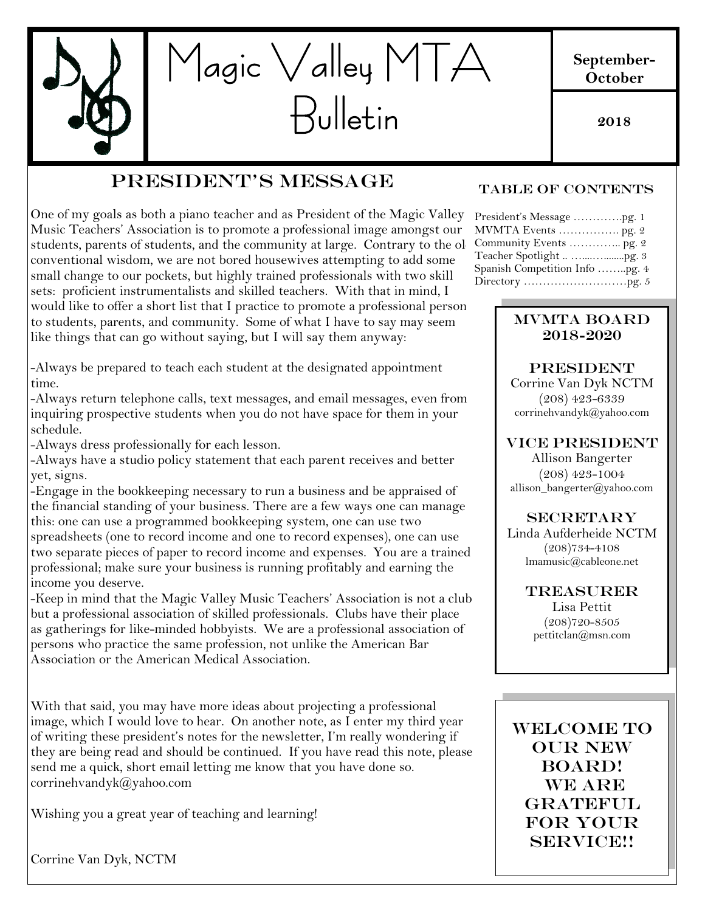# Magic Valley MTA Bulletin

**September-October**

**2018**

## President's Message

One of my goals as both a piano teacher and as President of the Magic Valley Music Teachers' Association is to promote a professional image amongst our students, parents of students, and the community at large. Contrary to the old conventional wisdom, we are not bored housewives attempting to add some small change to our pockets, but highly trained professionals with two skill sets: proficient instrumentalists and skilled teachers. With that in mind, I would like to offer a short list that I practice to promote a professional persona to students, parents, and community. Some of what I have to say may seem like things that can go without saying, but I will say them anyway:

-Always be prepared to teach each student at the designated appointment time.
-Always return telephone calls, text messages, and email messages, even from inquiring prospective students when you do not have space for them in your schedule.
-Always dress professionally for each lesson.
-Always have a studio policy statement that each parent receives and better yet, signs.
-Engage in the bookkeeping necessary to run a business and be appraised of the financial standing of your business. There are a few ways one can manage this: one can use a programmed bookkeeping system, one can use two spreadsheets (one to record income and one to record expenses), one can use two separate pieces of paper to record income and expenses. You are a trained professional; make sure your business is running profitably and earning the income you deserve.
-Keep in mind that the Magic Valley Music Teachers' Association is not a club but a professional association of skilled professionals. Clubs have their place as gatherings for like-minded hobbyists. We are a professional association of persons who practice the same profession, not unlike the American Bar Association or the American Medical Association.

With that said, you may have more ideas about projecting a professional image, which I would love to hear. On another note, as I enter my third year of writing these president's notes for the newsletter, I'm really wondering if they are being read and should be continued. If you have read this note, please send me a quick, short email letting me know that you have done so. corrinehvandyk@yahoo.com

Wishing you a great year of teaching and learning!

Corrine Van Dyk, NCTM

## Table of Contents

President's Message ………….pg. 1
MVMTA Events ……………. pg. 2
Community Events ………….. pg. 2
Teacher Spotlight .. …....…........pg. 3
Spanish Competition Info ……..pg. 4
Directory ………………………pg. 5

## MVMTA Board 2018-2020

**President**
Corrine Van Dyk NCTM
(208) 423-6339
corrinehvandyk@yahoo.com

**Vice President**
Allison Bangerter
(208) 423-1004
allison_bangerter@yahoo.com

**Secretary**
Linda Aufderheide NCTM
(208)734-4108
lmamusic@cableone.net

**Treasurer**
Lisa Pettit
(208)720-8505
pettitclan@msn.com

**WELCOME TO OUR NEW BOARD! WE ARE GRATEFUL FOR YOUR SERVICE!!**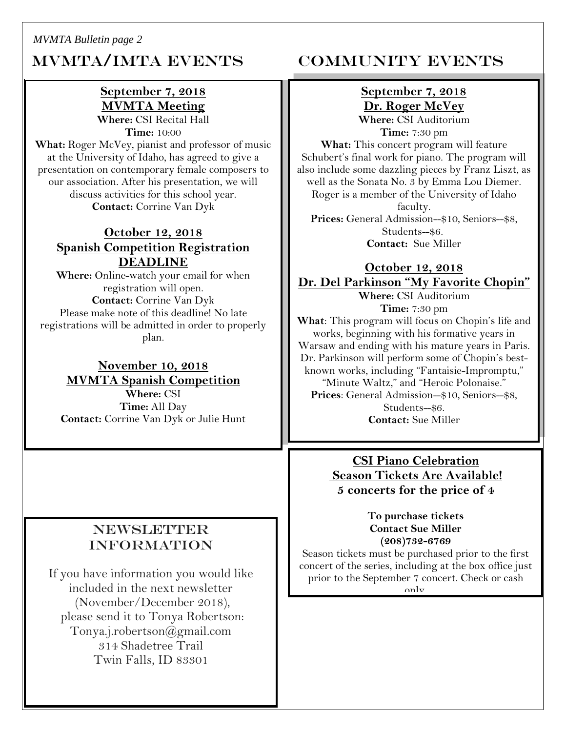# MVMTA/IMTA EVENTS

**September 7, 2018**
**MVMTA Meeting**

**Where:** CSI Recital Hall
**Time:** 10:00
**What:** Roger McVey, pianist and professor of music at the University of Idaho, has agreed to give a presentation on contemporary female composers to our association. After his presentation, we will discuss activities for this school year.
**Contact:** Corrine Van Dyk

**October 12, 2018**
**Spanish Competition Registration DEADLINE**

**Where:** Online-watch your email for when registration will open.
**Contact:** Corrine Van Dyk
Please make note of this deadline! No late registrations will be admitted in order to properly plan.

**November 10, 2018**
**MVMTA Spanish Competition**

**Where:** CSI
**Time:** All Day
**Contact:** Corrine Van Dyk or Julie Hunt

## NEWSLETTER INFORMATION

If you have information you would like included in the next newsletter (November/December 2018), please send it to Tonya Robertson:
Tonya.j.robertson@gmail.com
314 Shadetree Trail
Twin Falls, ID 83301

# COMMUNITY EVENTS

**September 7, 2018**
**Dr. Roger McVey**

**Where:** CSI Auditorium
**Time:** 7:30 pm
**What:** This concert program will feature Schubert's final work for piano. The program will also include some dazzling pieces by Franz Liszt, as well as the Sonata No. 3 by Emma Lou Diemer. Roger is a member of the University of Idaho faculty.
**Prices:** General Admission--$10, Seniors--$8, Students--$6.
**Contact:** Sue Miller

**October 12, 2018**
**Dr. Del Parkinson "My Favorite Chopin"**

**Where:** CSI Auditorium
**Time:** 7:30 pm
**What**: This program will focus on Chopin's life and works, beginning with his formative years in Warsaw and ending with his mature years in Paris. Dr. Parkinson will perform some of Chopin's best-known works, including "Fantaisie-Impromptu," "Minute Waltz," and "Heroic Polonaise."
**Prices**: General Admission--$10, Seniors--$8, Students--$6.
**Contact:** Sue Miller

**CSI Piano Celebration**
**Season Tickets Are Available!**
**5 concerts for the price of 4**

**To purchase tickets**
**Contact Sue Miller**
**(208)732-6769**

Season tickets must be purchased prior to the first concert of the series, including at the box office just prior to the September 7 concert. Check or cash only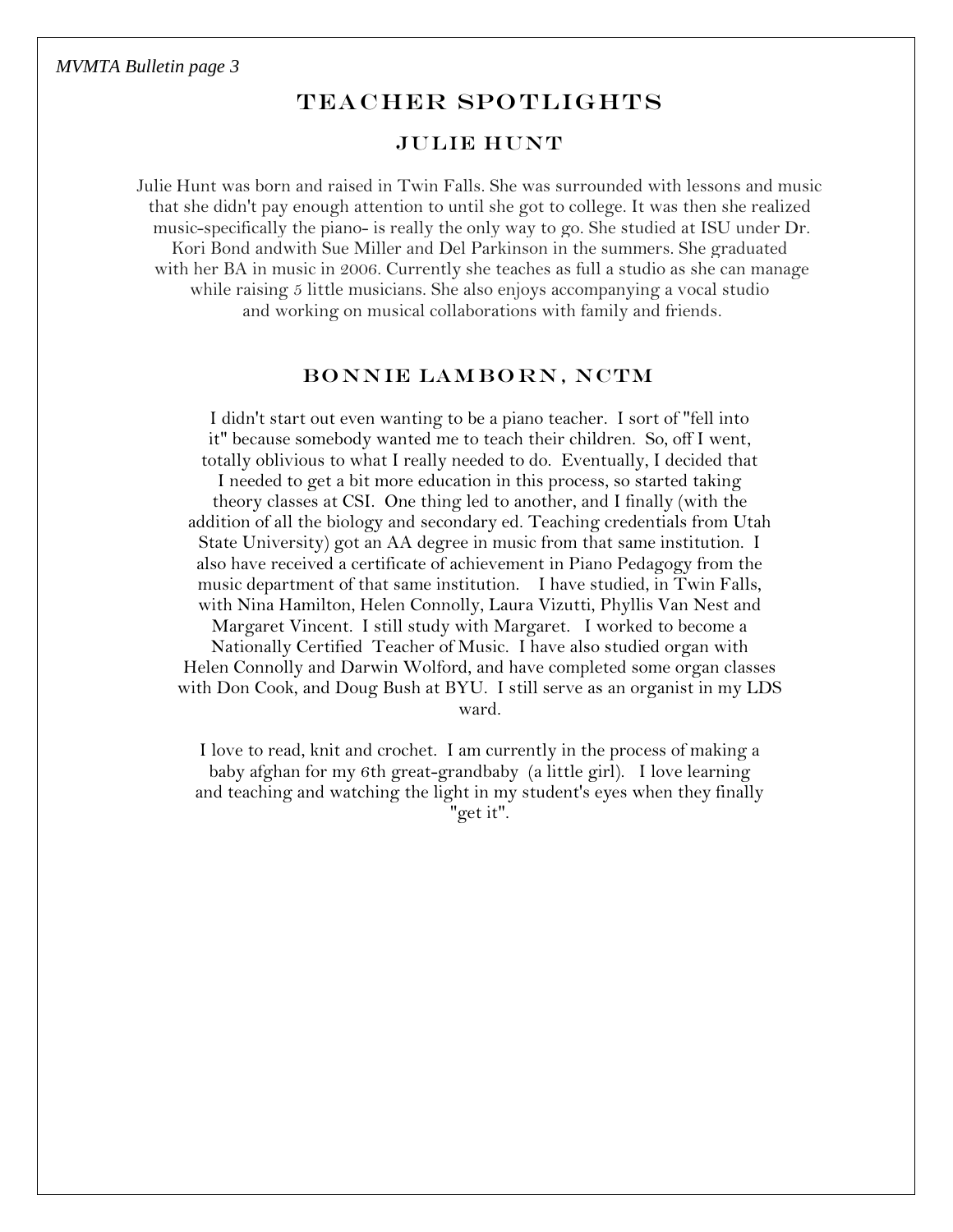# TEACHER SPOTLIGHTS

## JULIE HUNT

Julie Hunt was born and raised in Twin Falls. She was surrounded with lessons and music that she didn't pay enough attention to until she got to college. It was then she realized music-specifically the piano- is really the only way to go. She studied at ISU under Dr. Kori Bond andwith Sue Miller and Del Parkinson in the summers. She graduated with her BA in music in 2006. Currently she teaches as full a studio as she can manage while raising 5 little musicians. She also enjoys accompanying a vocal studio and working on musical collaborations with family and friends.

## BONNIE LAMBORN, NCTM

I didn't start out even wanting to be a piano teacher. I sort of "fell into it" because somebody wanted me to teach their children. So, off I went, totally oblivious to what I really needed to do. Eventually, I decided that I needed to get a bit more education in this process, so started taking theory classes at CSI. One thing led to another, and I finally (with the addition of all the biology and secondary ed. Teaching credentials from Utah State University) got an AA degree in music from that same institution. I also have received a certificate of achievement in Piano Pedagogy from the music department of that same institution. I have studied, in Twin Falls, with Nina Hamilton, Helen Connolly, Laura Vizutti, Phyllis Van Nest and Margaret Vincent. I still study with Margaret. I worked to become a Nationally Certified Teacher of Music. I have also studied organ with Helen Connolly and Darwin Wolford, and have completed some organ classes with Don Cook, and Doug Bush at BYU. I still serve as an organist in my LDS ward.

I love to read, knit and crochet. I am currently in the process of making a baby afghan for my 6th great-grandbaby (a little girl). I love learning and teaching and watching the light in my student's eyes when they finally "get it".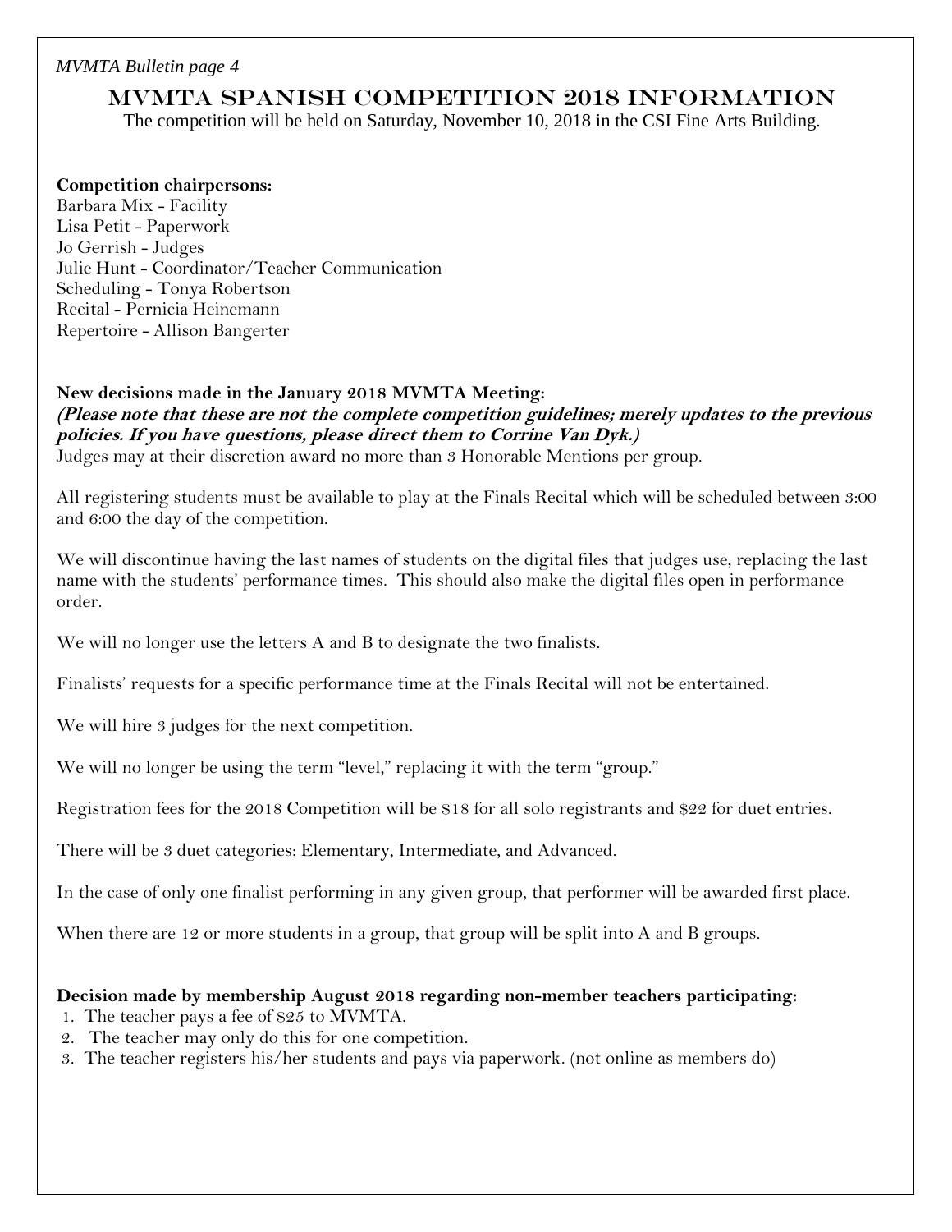# MVMTA Spanish Competition 2018 Information

The competition will be held on Saturday, November 10, 2018 in the CSI Fine Arts Building.

**Competition chairpersons:**
Barbara Mix - Facility
Lisa Petit - Paperwork
Jo Gerrish - Judges
Julie Hunt - Coordinator/Teacher Communication
Scheduling - Tonya Robertson
Recital - Pernicia Heinemann
Repertoire - Allison Bangerter

**New decisions made in the January 2018 MVMTA Meeting:**
***(Please note that these are not the complete competition guidelines; merely updates to the previous policies. If you have questions, please direct them to Corrine Van Dyk.)***
Judges may at their discretion award no more than 3 Honorable Mentions per group.

All registering students must be available to play at the Finals Recital which will be scheduled between 3:00 and 6:00 the day of the competition.

We will discontinue having the last names of students on the digital files that judges use, replacing the last name with the students' performance times. This should also make the digital files open in performance order.

We will no longer use the letters A and B to designate the two finalists.

Finalists' requests for a specific performance time at the Finals Recital will not be entertained.

We will hire 3 judges for the next competition.

We will no longer be using the term "level," replacing it with the term "group."

Registration fees for the 2018 Competition will be $18 for all solo registrants and $22 for duet entries.

There will be 3 duet categories: Elementary, Intermediate, and Advanced.

In the case of only one finalist performing in any given group, that performer will be awarded first place.

When there are 12 or more students in a group, that group will be split into A and B groups.

**Decision made by membership August 2018 regarding non-member teachers participating:**

1. The teacher pays a fee of $25 to MVMTA.
2. The teacher may only do this for one competition.
3. The teacher registers his/her students and pays via paperwork. (not online as members do)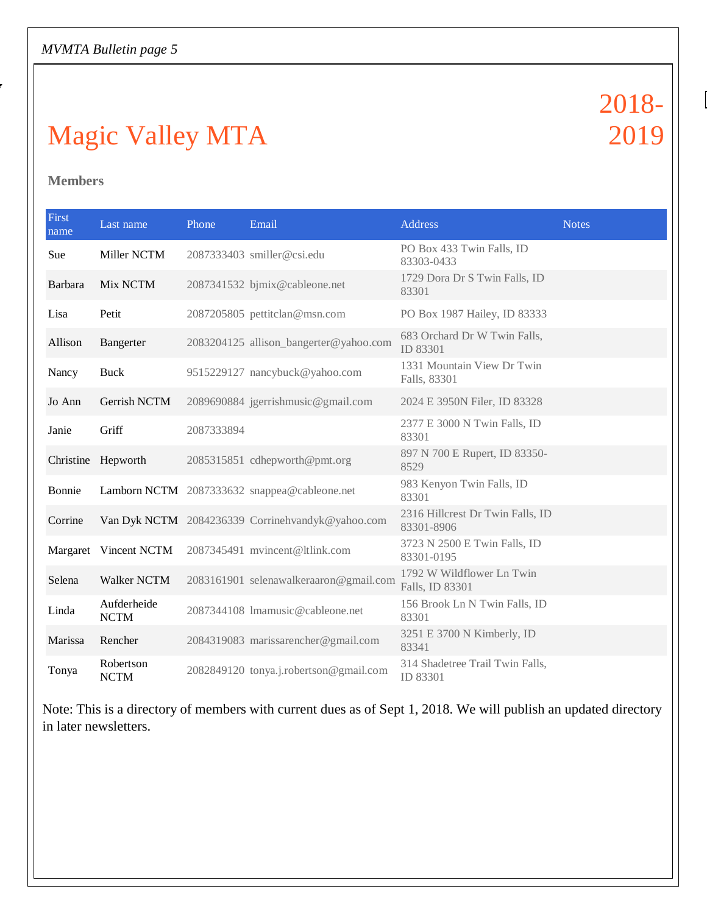# Magic Valley MTA

**2018-2019**

**Members**

| First name | Last name | Phone | Email | Address | Notes |
|---|---|---|---|---|---|
| Sue | Miller NCTM | 2087333403 | smiller@csi.edu | PO Box 433 Twin Falls, ID 83303-0433 | |
| Barbara | Mix NCTM | 2087341532 | bjmix@cableone.net | 1729 Dora Dr S Twin Falls, ID 83301 | |
| Lisa | Petit | 2087205805 | pettitclan@msn.com | PO Box 1987 Hailey, ID 83333 | |
| Allison | Bangerter | 2083204125 | allison_bangerter@yahoo.com | 683 Orchard Dr W Twin Falls, ID 83301 | |
| Nancy | Buck | 9515229127 | nancybuck@yahoo.com | 1331 Mountain View Dr Twin Falls, 83301 | |
| Jo Ann | Gerrish NCTM | 2089690884 | jgerrishmusic@gmail.com | 2024 E 3950N Filer, ID 83328 | |
| Janie | Griff | 2087333894 | | 2377 E 3000 N Twin Falls, ID 83301 | |
| Christine | Hepworth | 2085315851 | cdhepworth@pmt.org | 897 N 700 E Rupert, ID 83350-8529 | |
| Bonnie | Lamborn NCTM | 2087333632 | snappea@cableone.net | 983 Kenyon Twin Falls, ID 83301 | |
| Corrine | Van Dyk NCTM | 2084236339 | Corrinehvandyk@yahoo.com | 2316 Hillcrest Dr Twin Falls, ID 83301-8906 | |
| Margaret | Vincent NCTM | 2087345491 | mvincent@ltlink.com | 3723 N 2500 E Twin Falls, ID 83301-0195 | |
| Selena | Walker NCTM | 2083161901 | selenawalkeraaron@gmail.com | 1792 W Wildflower Ln Twin Falls, ID 83301 | |
| Linda | Aufderheide NCTM | 2087344108 | lmamusic@cableone.net | 156 Brook Ln N Twin Falls, ID 83301 | |
| Marissa | Rencher | 2084319083 | marissarencher@gmail.com | 3251 E 3700 N Kimberly, ID 83341 | |
| Tonya | Robertson NCTM | 2082849120 | tonya.j.robertson@gmail.com | 314 Shadetree Trail Twin Falls, ID 83301 | |

Note: This is a directory of members with current dues as of Sept 1, 2018. We will publish an updated directory in later newsletters.